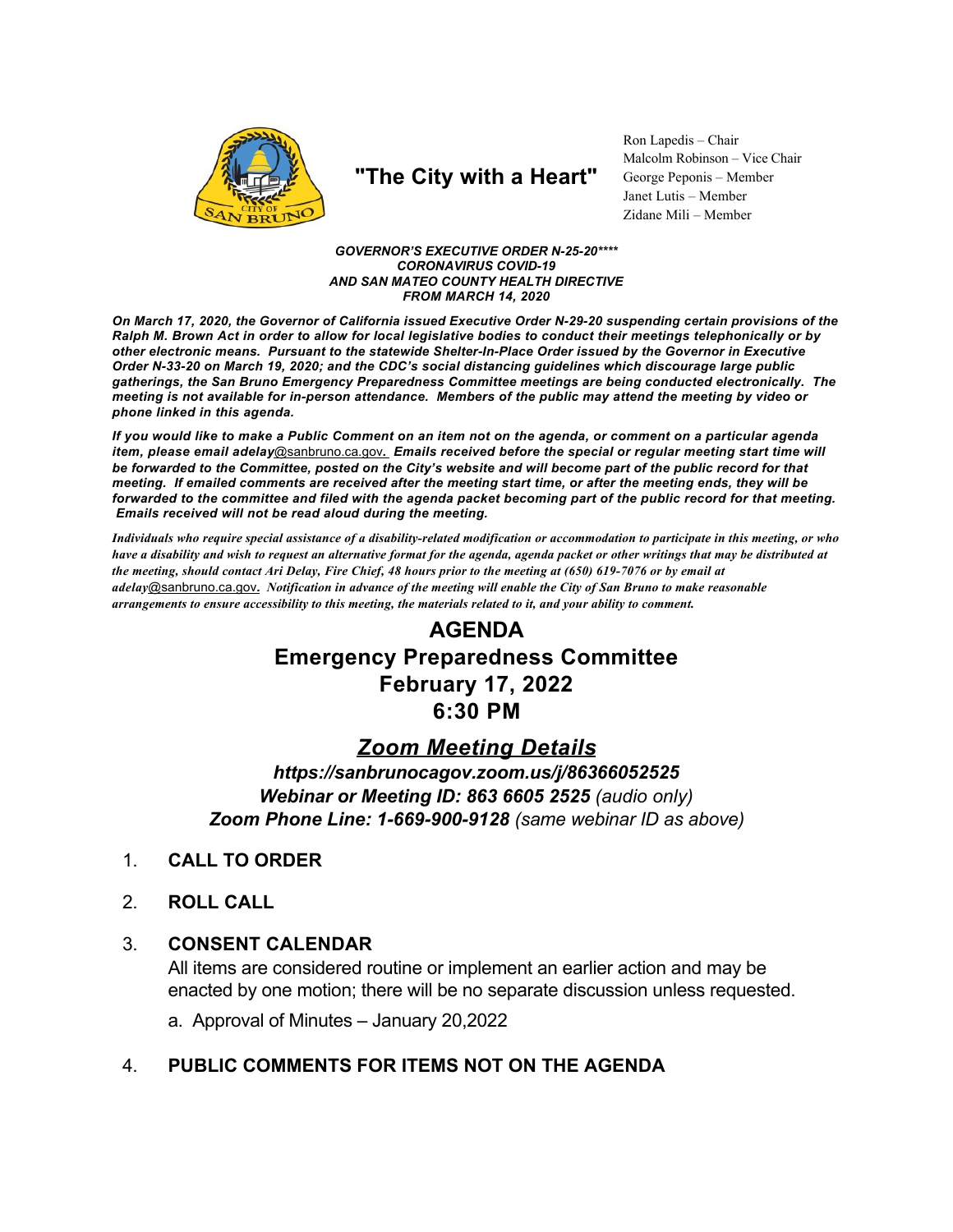"The City with a Heart"

Ron Lapedis – Chair
Malcolm Robinson – Vice Chair
George Peponis – Member
Janet Lutis – Member
Zidane Mili – Member

***GOVERNOR'S EXECUTIVE ORDER N-25-20\*\*\*\****
***CORONAVIRUS COVID-19***
***AND SAN MATEO COUNTY HEALTH DIRECTIVE***
***FROM MARCH 14, 2020***

***On March 17, 2020, the Governor of California issued Executive Order N-29-20 suspending certain provisions of the Ralph M. Brown Act in order to allow for local legislative bodies to conduct their meetings telephonically or by other electronic means. Pursuant to the statewide Shelter-In-Place Order issued by the Governor in Executive Order N-33-20 on March 19, 2020; and the CDC's social distancing guidelines which discourage large public gatherings, the San Bruno Emergency Preparedness Committee meetings are being conducted electronically. The meeting is not available for in-person attendance. Members of the public may attend the meeting by video or phone linked in this agenda.***

***If you would like to make a Public Comment on an item not on the agenda, or comment on a particular agenda item, please email adelay@sanbruno.ca.gov. Emails received before the special or regular meeting start time will be forwarded to the Committee, posted on the City's website and will become part of the public record for that meeting. If emailed comments are received after the meeting start time, or after the meeting ends, they will be forwarded to the committee and filed with the agenda packet becoming part of the public record for that meeting. Emails received will not be read aloud during the meeting.***

***Individuals who require special assistance of a disability-related modification or accommodation to participate in this meeting, or who have a disability and wish to request an alternative format for the agenda, agenda packet or other writings that may be distributed at the meeting, should contact Ari Delay, Fire Chief, 48 hours prior to the meeting at (650) 619-7076 or by email at adelay@sanbruno.ca.gov. Notification in advance of the meeting will enable the City of San Bruno to make reasonable arrangements to ensure accessibility to this meeting, the materials related to it, and your ability to comment.***

# AGENDA
# Emergency Preparedness Committee
# February 17, 2022
# 6:30 PM

## *Zoom Meeting Details*

***https://sanbrunocagov.zoom.us/j/86366052525***
***Webinar or Meeting ID: 863 6605 2525*** *(audio only)*
***Zoom Phone Line: 1-669-900-9128*** *(same webinar ID as above)*

1. **CALL TO ORDER**

2. **ROLL CALL**

3. **CONSENT CALENDAR**
   All items are considered routine or implement an earlier action and may be enacted by one motion; there will be no separate discussion unless requested.

   a. Approval of Minutes – January 20,2022

4. **PUBLIC COMMENTS FOR ITEMS NOT ON THE AGENDA**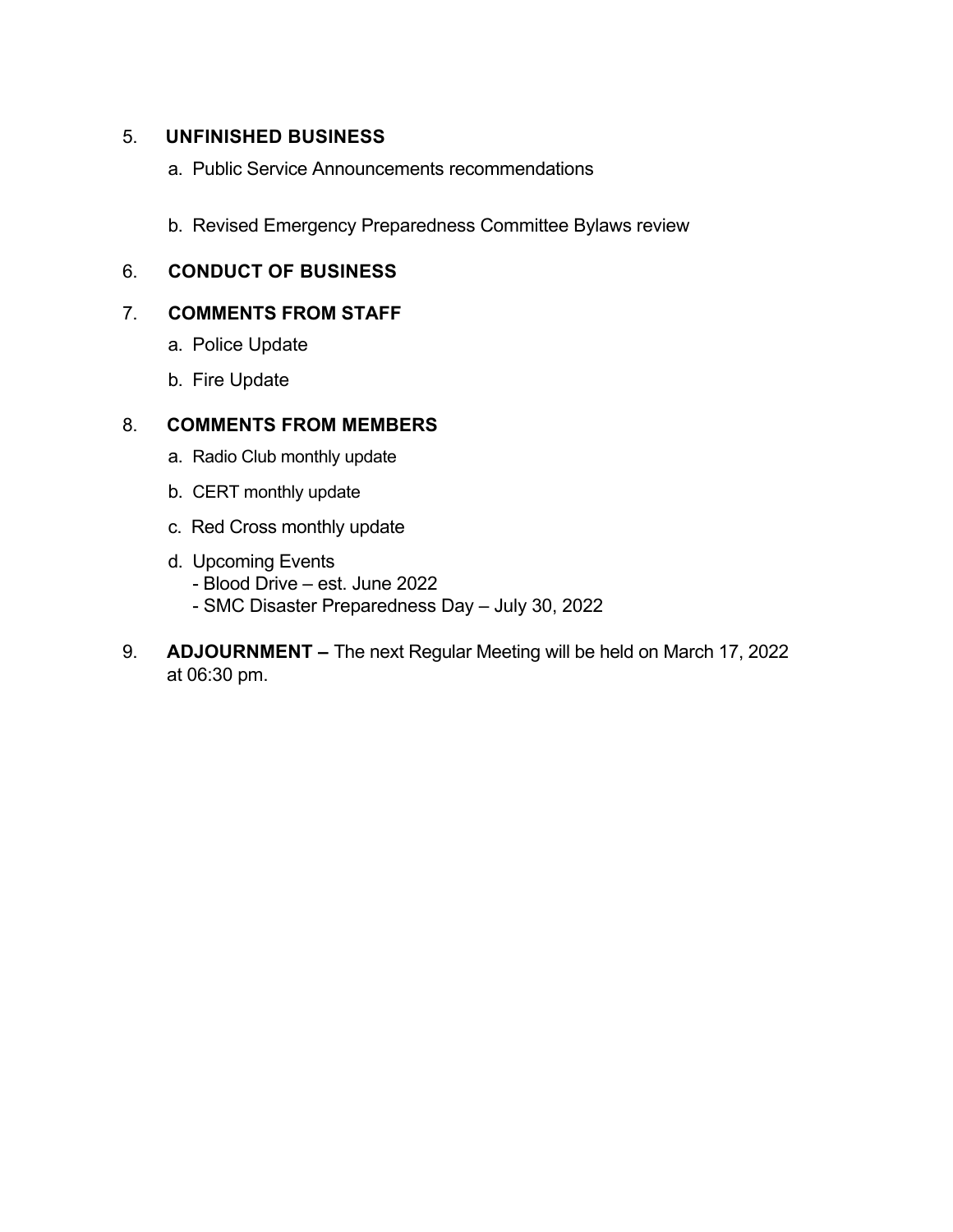5. **UNFINISHED BUSINESS**
   - a. Public Service Announcements recommendations
   - b. Revised Emergency Preparedness Committee Bylaws review

6. **CONDUCT OF BUSINESS**

7. **COMMENTS FROM STAFF**
   - a. Police Update
   - b. Fire Update

8. **COMMENTS FROM MEMBERS**
   - a. Radio Club monthly update
   - b. CERT monthly update
   - c. Red Cross monthly update
   - d. Upcoming Events
     - Blood Drive – est. June 2022
     - SMC Disaster Preparedness Day – July 30, 2022

9. **ADJOURNMENT –** The next Regular Meeting will be held on March 17, 2022 at 06:30 pm.